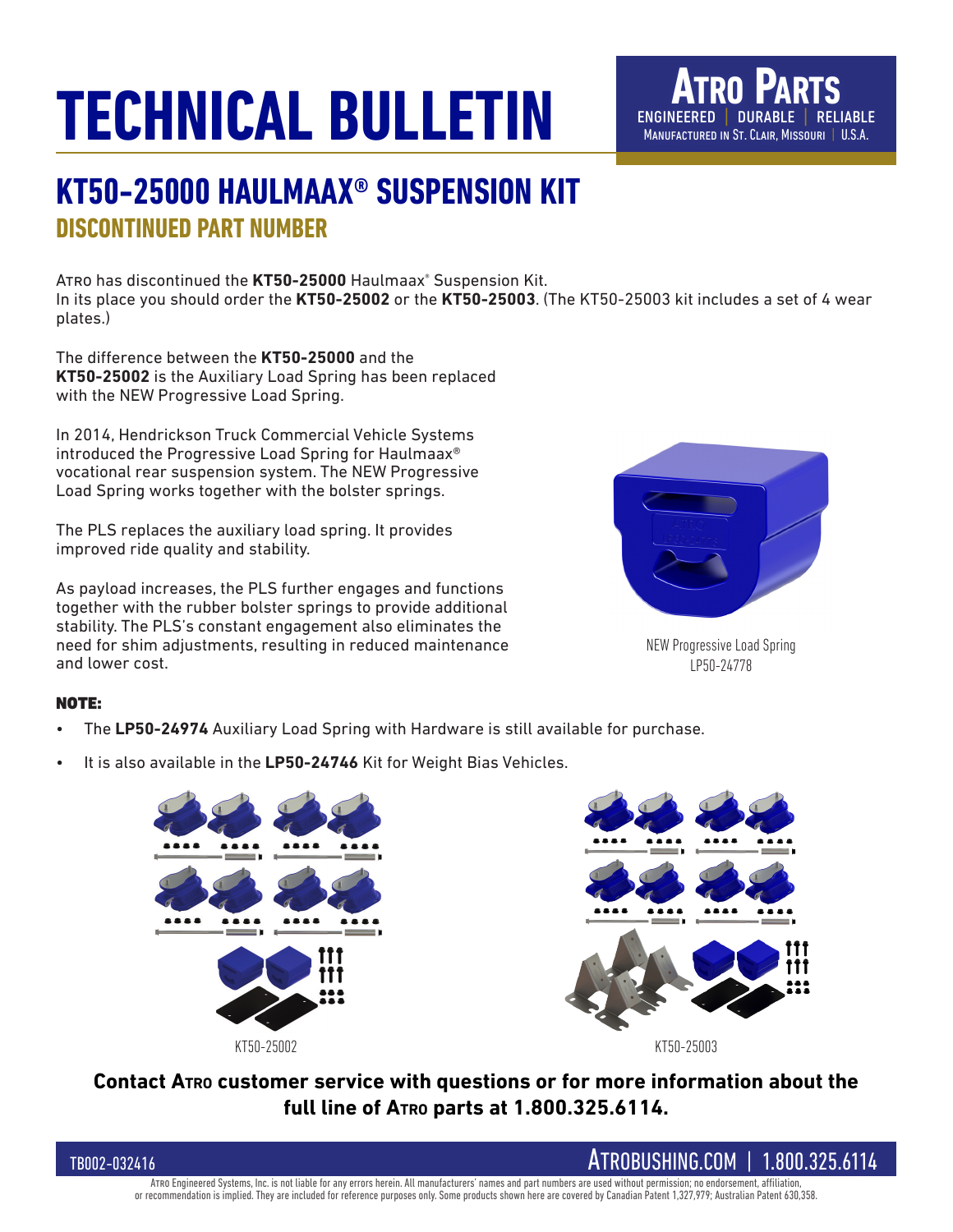# TECHNICAL BULLETIN

**ATRO PARTS**
ENGINEERED | DURABLE | RELIABLE
MANUFACTURED IN ST. CLAIR, MISSOURI | U.S.A.

## KT50-25000 HAULMAAX® SUSPENSION KIT

### DISCONTINUED PART NUMBER

ATRO has discontinued the **KT50-25000** Haulmaax® Suspension Kit.
In its place you should order the **KT50-25002** or the **KT50-25003**. (The KT50-25003 kit includes a set of 4 wear plates.)

The difference between the **KT50-25000** and the **KT50-25002** is the Auxiliary Load Spring has been replaced with the NEW Progressive Load Spring.

In 2014, Hendrickson Truck Commercial Vehicle Systems introduced the Progressive Load Spring for Haulmaax® vocational rear suspension system. The NEW Progressive Load Spring works together with the bolster springs.

The PLS replaces the auxiliary load spring. It provides improved ride quality and stability.

As payload increases, the PLS further engages and functions together with the rubber bolster springs to provide additional stability. The PLS's constant engagement also eliminates the need for shim adjustments, resulting in reduced maintenance and lower cost.

NEW Progressive Load Spring
LP50-24778

**NOTE:**

- The **LP50-24974** Auxiliary Load Spring with Hardware is still available for purchase.
- It is also available in the **LP50-24746** Kit for Weight Bias Vehicles.

KT50-25002

KT50-25003

**Contact ATRO customer service with questions or for more information about the full line of ATRO parts at 1.800.325.6114.**

TB002-032416

ATROBUSHING.COM | 1.800.325.6114

ATRO Engineered Systems, Inc. is not liable for any errors herein. All manufacturers' names and part numbers are used without permission; no endorsement, affiliation, or recommendation is implied. They are included for reference purposes only. Some products shown here are covered by Canadian Patent 1,327,979; Australian Patent 630,358.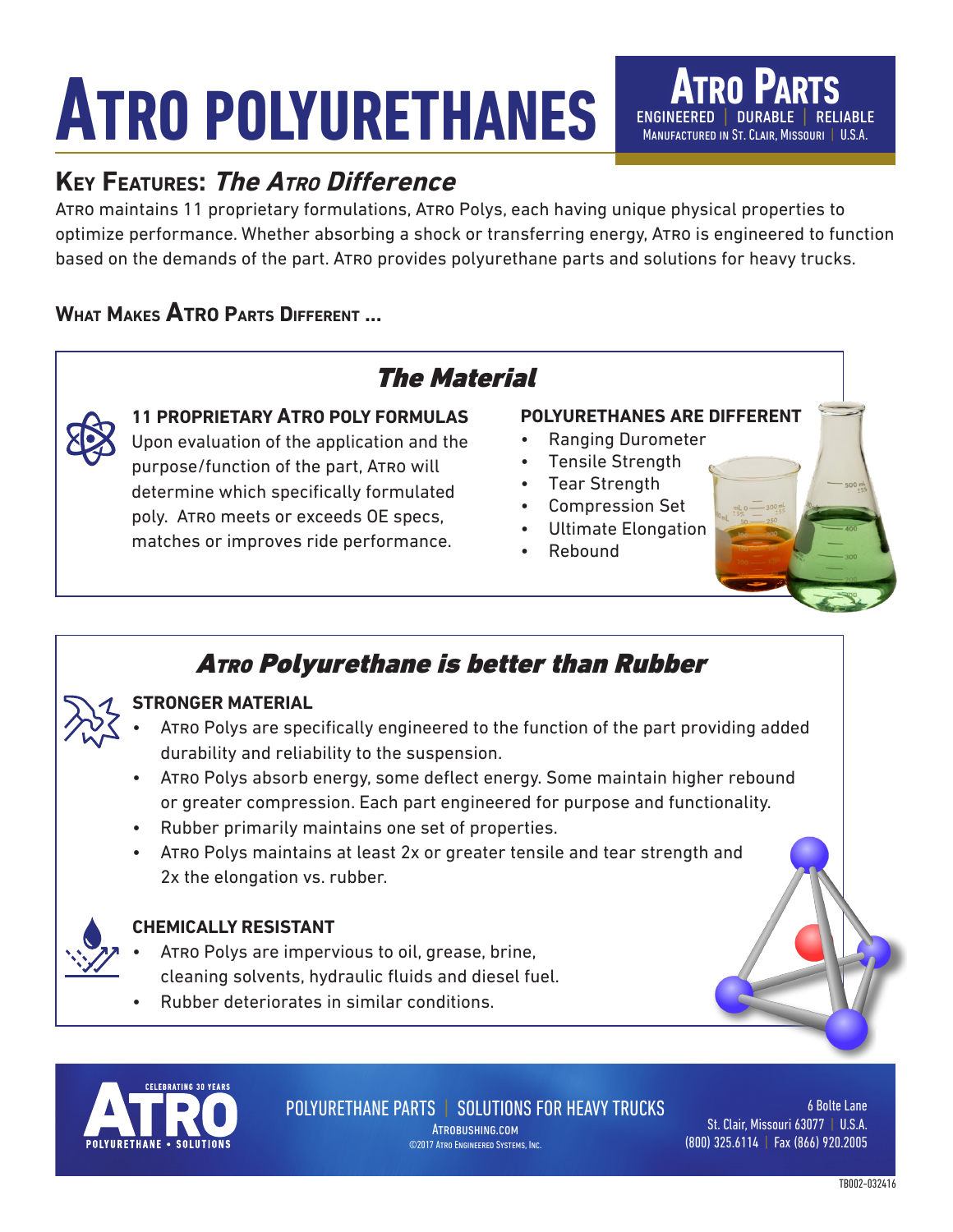# ATRO POLYURETHANES

**ATRO PARTS**
ENGINEERED | DURABLE | RELIABLE
MANUFACTURED IN ST. CLAIR, MISSOURI | U.S.A.

## KEY FEATURES: *The ATRO Difference*

ATRO maintains 11 proprietary formulations, ATRO Polys, each having unique physical properties to optimize performance. Whether absorbing a shock or transferring energy, ATRO is engineered to function based on the demands of the part. ATRO provides polyurethane parts and solutions for heavy trucks.

### WHAT MAKES ATRO PARTS DIFFERENT ...

## *The Material*

**11 PROPRIETARY ATRO POLY FORMULAS**

Upon evaluation of the application and the purpose/function of the part, ATRO will determine which specifically formulated poly. ATRO meets or exceeds OE specs, matches or improves ride performance.

**POLYURETHANES ARE DIFFERENT**

- Ranging Durometer
- Tensile Strength
- Tear Strength
- Compression Set
- Ultimate Elongation
- Rebound

## *ATRO Polyurethane is better than Rubber*

**STRONGER MATERIAL**

- ATRO Polys are specifically engineered to the function of the part providing added durability and reliability to the suspension.
- ATRO Polys absorb energy, some deflect energy. Some maintain higher rebound or greater compression. Each part engineered for purpose and functionality.
- Rubber primarily maintains one set of properties.
- ATRO Polys maintains at least 2x or greater tensile and tear strength and 2x the elongation vs. rubber.

**CHEMICALLY RESISTANT**

- ATRO Polys are impervious to oil, grease, brine, cleaning solvents, hydraulic fluids and diesel fuel.
- Rubber deteriorates in similar conditions.

CELEBRATING 30 YEARS
ATRO
POLYURETHANE • SOLUTIONS

POLYURETHANE PARTS | SOLUTIONS FOR HEAVY TRUCKS
ATROBUSHING.COM
©2017 ATRO ENGINEERED SYSTEMS, INC.

6 Bolte Lane
St. Clair, Missouri 63077 | U.S.A.
(800) 325.6114 | Fax (866) 920.2005

TB002-032416